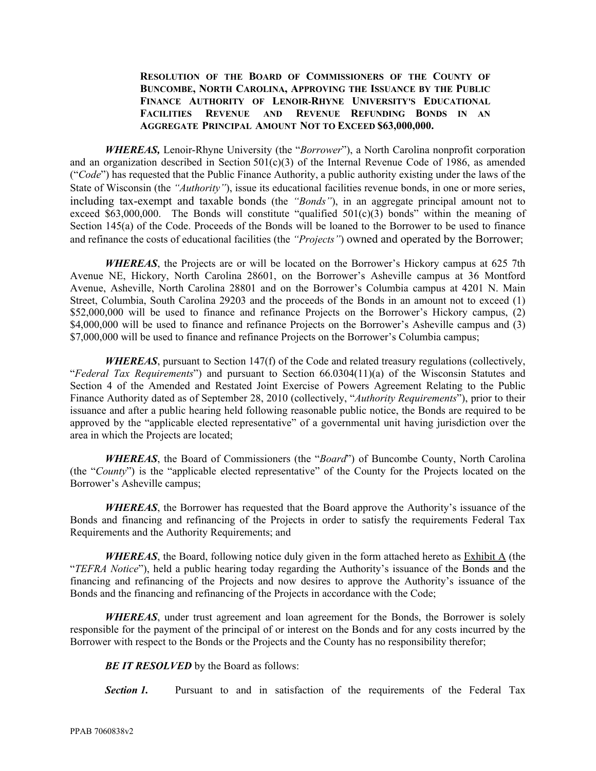**RESOLUTION OF THE BOARD OF COMMISSIONERS OF THE COUNTY OF BUNCOMBE, NORTH CAROLINA, APPROVING THE ISSUANCE BY THE PUBLIC FINANCE AUTHORITY OF LENOIR-RHYNE UNIVERSITY'S EDUCATIONAL FACILITIES REVENUE AND REVENUE REFUNDING BONDS IN AN AGGREGATE PRINCIPAL AMOUNT NOT TO EXCEED $63,000,000.**

***WHEREAS,*** Lenoir-Rhyne University (the "*Borrower*"), a North Carolina nonprofit corporation and an organization described in Section 501(c)(3) of the Internal Revenue Code of 1986, as amended ("*Code*") has requested that the Public Finance Authority, a public authority existing under the laws of the State of Wisconsin (the *"Authority"*), issue its educational facilities revenue bonds, in one or more series, including tax-exempt and taxable bonds (the *"Bonds"*), in an aggregate principal amount not to exceed $63,000,000. The Bonds will constitute "qualified 501(c)(3) bonds" within the meaning of Section 145(a) of the Code. Proceeds of the Bonds will be loaned to the Borrower to be used to finance and refinance the costs of educational facilities (the *"Projects"*) owned and operated by the Borrower;

***WHEREAS***, the Projects are or will be located on the Borrower's Hickory campus at 625 7th Avenue NE, Hickory, North Carolina 28601, on the Borrower's Asheville campus at 36 Montford Avenue, Asheville, North Carolina 28801 and on the Borrower's Columbia campus at 4201 N. Main Street, Columbia, South Carolina 29203 and the proceeds of the Bonds in an amount not to exceed (1) $52,000,000 will be used to finance and refinance Projects on the Borrower's Hickory campus, (2) $4,000,000 will be used to finance and refinance Projects on the Borrower's Asheville campus and (3) $7,000,000 will be used to finance and refinance Projects on the Borrower's Columbia campus;

***WHEREAS***, pursuant to Section 147(f) of the Code and related treasury regulations (collectively, "*Federal Tax Requirements*") and pursuant to Section 66.0304(11)(a) of the Wisconsin Statutes and Section 4 of the Amended and Restated Joint Exercise of Powers Agreement Relating to the Public Finance Authority dated as of September 28, 2010 (collectively, "*Authority Requirements*"), prior to their issuance and after a public hearing held following reasonable public notice, the Bonds are required to be approved by the "applicable elected representative" of a governmental unit having jurisdiction over the area in which the Projects are located;

***WHEREAS***, the Board of Commissioners (the "*Board*") of Buncombe County, North Carolina (the "*County*") is the "applicable elected representative" of the County for the Projects located on the Borrower's Asheville campus;

***WHEREAS***, the Borrower has requested that the Board approve the Authority's issuance of the Bonds and financing and refinancing of the Projects in order to satisfy the requirements Federal Tax Requirements and the Authority Requirements; and

***WHEREAS***, the Board, following notice duly given in the form attached hereto as Exhibit A (the "*TEFRA Notice*"), held a public hearing today regarding the Authority's issuance of the Bonds and the financing and refinancing of the Projects and now desires to approve the Authority's issuance of the Bonds and the financing and refinancing of the Projects in accordance with the Code;

***WHEREAS***, under trust agreement and loan agreement for the Bonds, the Borrower is solely responsible for the payment of the principal of or interest on the Bonds and for any costs incurred by the Borrower with respect to the Bonds or the Projects and the County has no responsibility therefor;

***BE IT RESOLVED*** by the Board as follows:

***Section 1.*** Pursuant to and in satisfaction of the requirements of the Federal Tax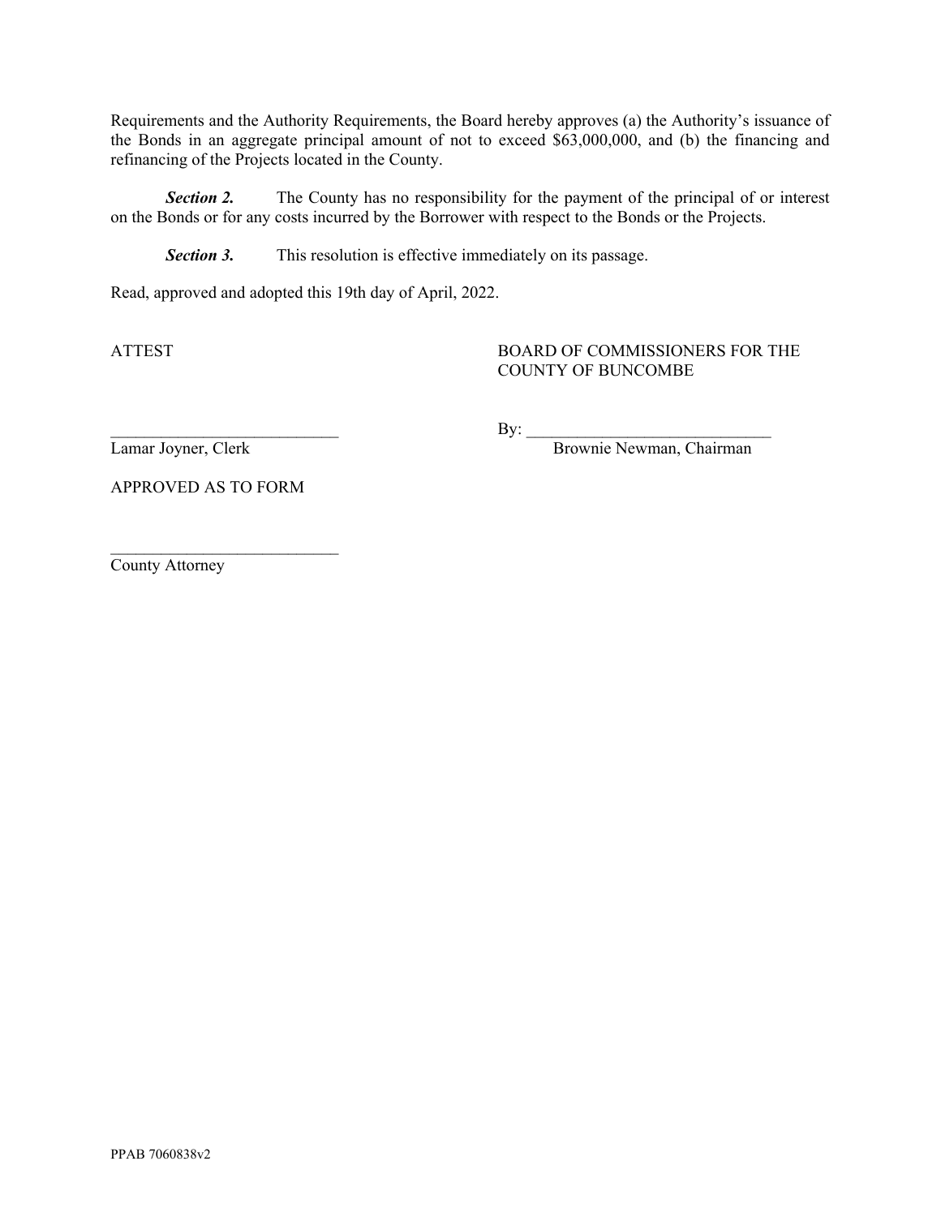Requirements and the Authority Requirements, the Board hereby approves (a) the Authority's issuance of the Bonds in an aggregate principal amount of not to exceed $63,000,000, and (b) the financing and refinancing of the Projects located in the County.

***Section 2.*** The County has no responsibility for the payment of the principal of or interest on the Bonds or for any costs incurred by the Borrower with respect to the Bonds or the Projects.

***Section 3.*** This resolution is effective immediately on its passage.

Read, approved and adopted this 19th day of April, 2022.

ATTEST

BOARD OF COMMISSIONERS FOR THE COUNTY OF BUNCOMBE

___________________________
Lamar Joyner, Clerk

By: _____________________________
Brownie Newman, Chairman

APPROVED AS TO FORM

___________________________
County Attorney

PPAB 7060838v2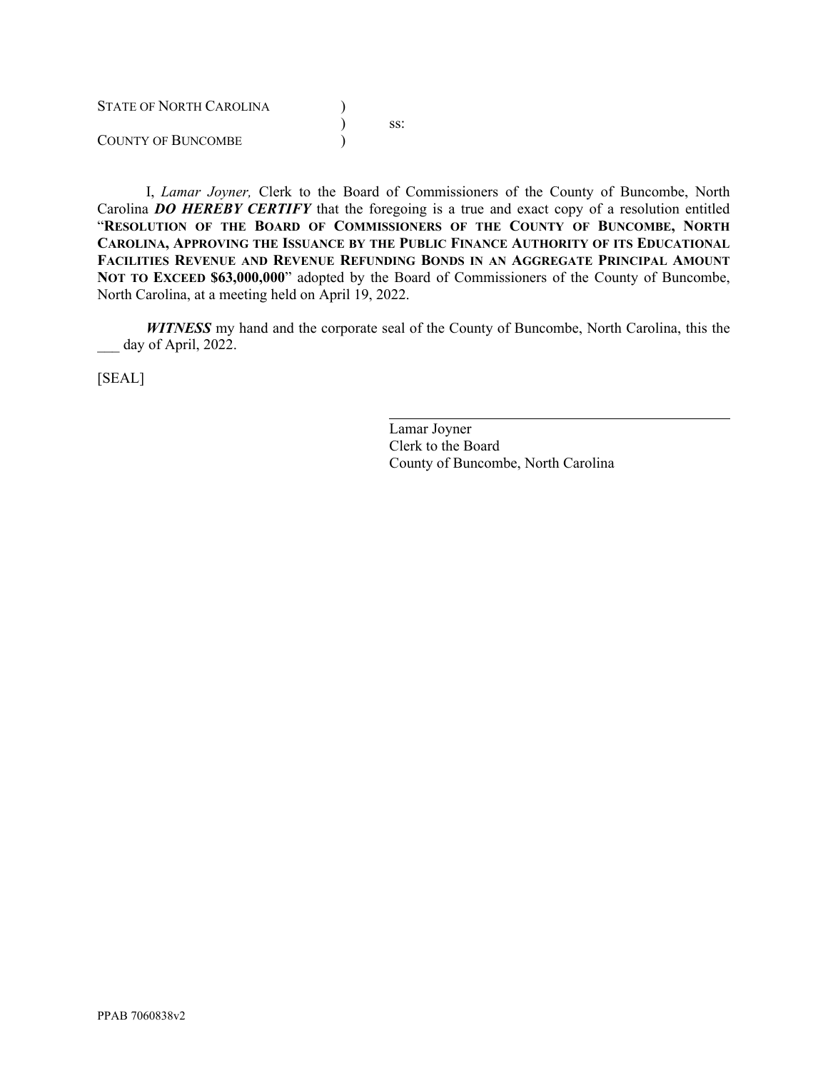STATE OF NORTH CAROLINA )
) ss:
COUNTY OF BUNCOMBE )

I, *Lamar Joyner,* Clerk to the Board of Commissioners of the County of Buncombe, North Carolina ***DO HEREBY CERTIFY*** that the foregoing is a true and exact copy of a resolution entitled "**RESOLUTION OF THE BOARD OF COMMISSIONERS OF THE COUNTY OF BUNCOMBE, NORTH CAROLINA, APPROVING THE ISSUANCE BY THE PUBLIC FINANCE AUTHORITY OF ITS EDUCATIONAL FACILITIES REVENUE AND REVENUE REFUNDING BONDS IN AN AGGREGATE PRINCIPAL AMOUNT NOT TO EXCEED $63,000,000**" adopted by the Board of Commissioners of the County of Buncombe, North Carolina, at a meeting held on April 19, 2022.

***WITNESS*** my hand and the corporate seal of the County of Buncombe, North Carolina, this the ___ day of April, 2022.

[SEAL]

Lamar Joyner
Clerk to the Board
County of Buncombe, North Carolina

PPAB 7060838v2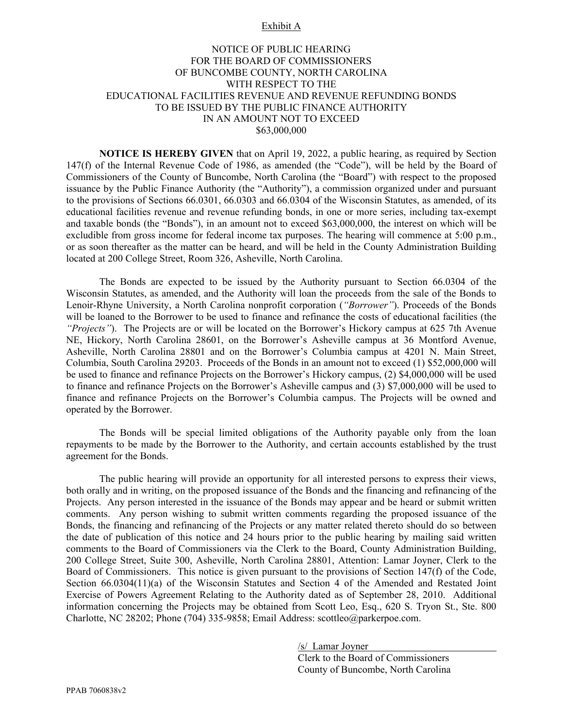Exhibit A

# NOTICE OF PUBLIC HEARING FOR THE BOARD OF COMMISSIONERS OF BUNCOMBE COUNTY, NORTH CAROLINA WITH RESPECT TO THE EDUCATIONAL FACILITIES REVENUE AND REVENUE REFUNDING BONDS TO BE ISSUED BY THE PUBLIC FINANCE AUTHORITY IN AN AMOUNT NOT TO EXCEED $63,000,000

**NOTICE IS HEREBY GIVEN** that on April 19, 2022, a public hearing, as required by Section 147(f) of the Internal Revenue Code of 1986, as amended (the "Code"), will be held by the Board of Commissioners of the County of Buncombe, North Carolina (the "Board") with respect to the proposed issuance by the Public Finance Authority (the "Authority"), a commission organized under and pursuant to the provisions of Sections 66.0301, 66.0303 and 66.0304 of the Wisconsin Statutes, as amended, of its educational facilities revenue and revenue refunding bonds, in one or more series, including tax-exempt and taxable bonds (the "Bonds"), in an amount not to exceed $63,000,000, the interest on which will be excludible from gross income for federal income tax purposes. The hearing will commence at 5:00 p.m., or as soon thereafter as the matter can be heard, and will be held in the County Administration Building located at 200 College Street, Room 326, Asheville, North Carolina.

The Bonds are expected to be issued by the Authority pursuant to Section 66.0304 of the Wisconsin Statutes, as amended, and the Authority will loan the proceeds from the sale of the Bonds to Lenoir-Rhyne University, a North Carolina nonprofit corporation (*"Borrower"*). Proceeds of the Bonds will be loaned to the Borrower to be used to finance and refinance the costs of educational facilities (the *"Projects"*). The Projects are or will be located on the Borrower's Hickory campus at 625 7th Avenue NE, Hickory, North Carolina 28601, on the Borrower's Asheville campus at 36 Montford Avenue, Asheville, North Carolina 28801 and on the Borrower's Columbia campus at 4201 N. Main Street, Columbia, South Carolina 29203. Proceeds of the Bonds in an amount not to exceed (1) $52,000,000 will be used to finance and refinance Projects on the Borrower's Hickory campus, (2) $4,000,000 will be used to finance and refinance Projects on the Borrower's Asheville campus and (3) $7,000,000 will be used to finance and refinance Projects on the Borrower's Columbia campus. The Projects will be owned and operated by the Borrower.

The Bonds will be special limited obligations of the Authority payable only from the loan repayments to be made by the Borrower to the Authority, and certain accounts established by the trust agreement for the Bonds.

The public hearing will provide an opportunity for all interested persons to express their views, both orally and in writing, on the proposed issuance of the Bonds and the financing and refinancing of the Projects. Any person interested in the issuance of the Bonds may appear and be heard or submit written comments. Any person wishing to submit written comments regarding the proposed issuance of the Bonds, the financing and refinancing of the Projects or any matter related thereto should do so between the date of publication of this notice and 24 hours prior to the public hearing by mailing said written comments to the Board of Commissioners via the Clerk to the Board, County Administration Building, 200 College Street, Suite 300, Asheville, North Carolina 28801, Attention: Lamar Joyner, Clerk to the Board of Commissioners. This notice is given pursuant to the provisions of Section 147(f) of the Code, Section 66.0304(11)(a) of the Wisconsin Statutes and Section 4 of the Amended and Restated Joint Exercise of Powers Agreement Relating to the Authority dated as of September 28, 2010. Additional information concerning the Projects may be obtained from Scott Leo, Esq., 620 S. Tryon St., Ste. 800 Charlotte, NC 28202; Phone (704) 335-9858; Email Address: scottleo@parkerpoe.com.

/s/ Lamar Joyner
Clerk to the Board of Commissioners
County of Buncombe, North Carolina

PPAB 7060838v2